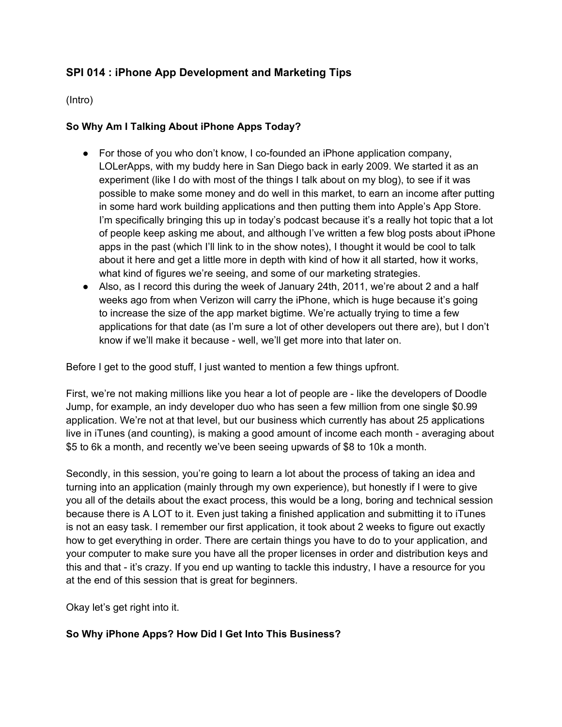## SPI 014 : iPhone App Development and Marketing Tips

(Intro)

### So Why Am I Talking About iPhone Apps Today?

- For those of you who don't know, I co-founded an iPhone application company, LOLerApps, with my buddy here in San Diego back in early 2009. We started it as an experiment (like I do with most of the things I talk about on my blog), to see if it was possible to make some money and do well in this market, to earn an income after putting in some hard work building applications and then putting them into Apple's App Store. I'm specifically bringing this up in today's podcast because it's a really hot topic that a lot of people keep asking me about, and although I've written a few blog posts about iPhone apps in the past (which I'll link to in the show notes), I thought it would be cool to talk about it here and get a little more in depth with kind of how it all started, how it works, what kind of figures we're seeing, and some of our marketing strategies.
- Also, as I record this during the week of January 24th, 2011, we're about 2 and a half weeks ago from when Verizon will carry the iPhone, which is huge because it's going to increase the size of the app market bigtime. We're actually trying to time a few applications for that date (as I'm sure a lot of other developers out there are), but I don't know if we'll make it because - well, we'll get more into that later on.

Before I get to the good stuff, I just wanted to mention a few things upfront.

First, we're not making millions like you hear a lot of people are - like the developers of Doodle Jump, for example, an indy developer duo who has seen a few million from one single $0.99 application. We're not at that level, but our business which currently has about 25 applications live in iTunes (and counting), is making a good amount of income each month - averaging about $5 to 6k a month, and recently we've been seeing upwards of $8 to 10k a month.

Secondly, in this session, you're going to learn a lot about the process of taking an idea and turning into an application (mainly through my own experience), but honestly if I were to give you all of the details about the exact process, this would be a long, boring and technical session because there is A LOT to it. Even just taking a finished application and submitting it to iTunes is not an easy task. I remember our first application, it took about 2 weeks to figure out exactly how to get everything in order. There are certain things you have to do to your application, and your computer to make sure you have all the proper licenses in order and distribution keys and this and that - it's crazy. If you end up wanting to tackle this industry, I have a resource for you at the end of this session that is great for beginners.

Okay let's get right into it.

### So Why iPhone Apps? How Did I Get Into This Business?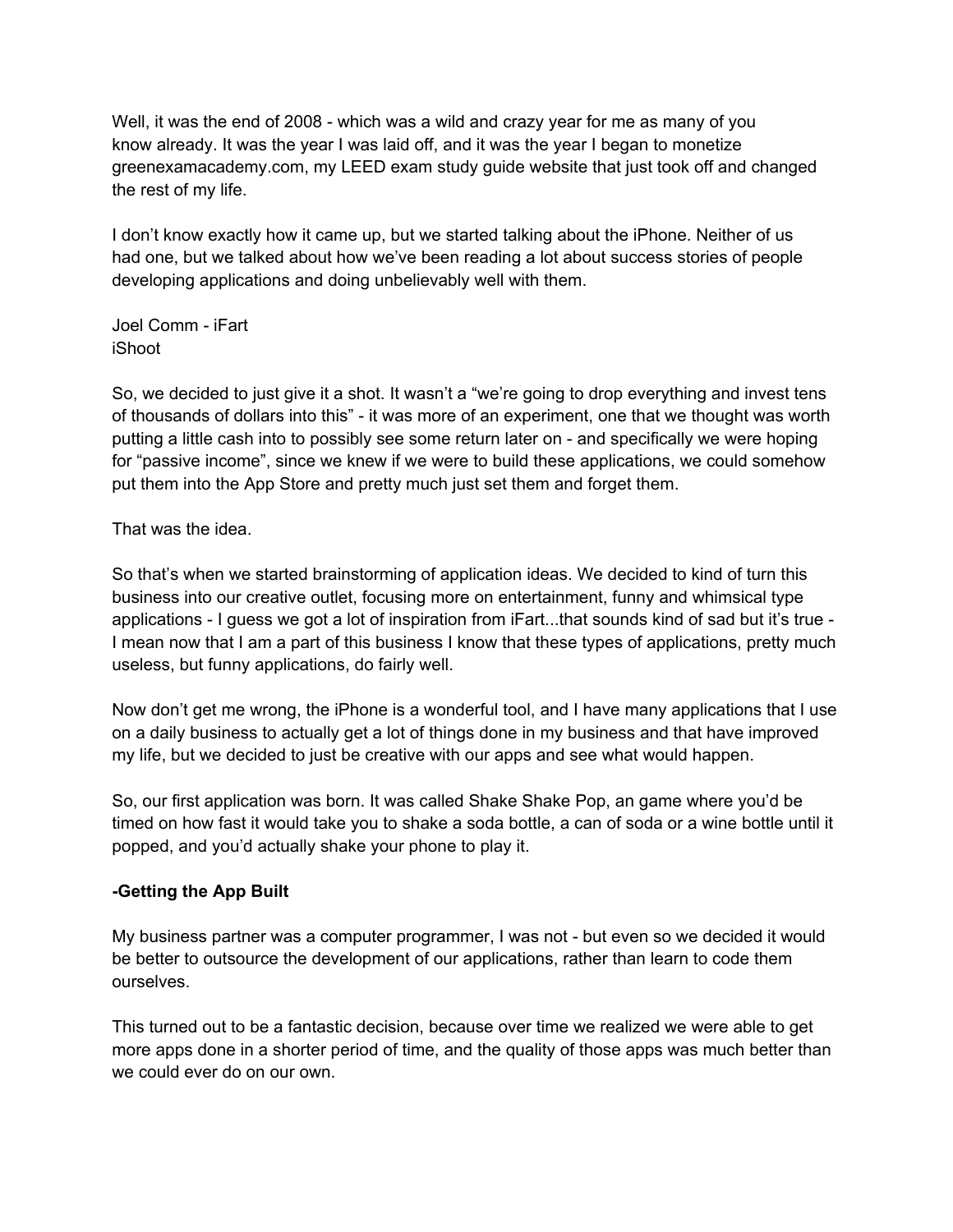Well, it was the end of 2008 - which was a wild and crazy year for me as many of you know already. It was the year I was laid off, and it was the year I began to monetize greenexamacademy.com, my LEED exam study guide website that just took off and changed the rest of my life.

I don't know exactly how it came up, but we started talking about the iPhone. Neither of us had one, but we talked about how we've been reading a lot about success stories of people developing applications and doing unbelievably well with them.

Joel Comm - iFart
iShoot

So, we decided to just give it a shot. It wasn't a "we're going to drop everything and invest tens of thousands of dollars into this" - it was more of an experiment, one that we thought was worth putting a little cash into to possibly see some return later on - and specifically we were hoping for "passive income", since we knew if we were to build these applications, we could somehow put them into the App Store and pretty much just set them and forget them.

That was the idea.

So that's when we started brainstorming of application ideas. We decided to kind of turn this business into our creative outlet, focusing more on entertainment, funny and whimsical type applications - I guess we got a lot of inspiration from iFart...that sounds kind of sad but it's true - I mean now that I am a part of this business I know that these types of applications, pretty much useless, but funny applications, do fairly well.

Now don't get me wrong, the iPhone is a wonderful tool, and I have many applications that I use on a daily business to actually get a lot of things done in my business and that have improved my life, but we decided to just be creative with our apps and see what would happen.

So, our first application was born. It was called Shake Shake Pop, an game where you'd be timed on how fast it would take you to shake a soda bottle, a can of soda or a wine bottle until it popped, and you'd actually shake your phone to play it.

**-Getting the App Built**

My business partner was a computer programmer, I was not - but even so we decided it would be better to outsource the development of our applications, rather than learn to code them ourselves.

This turned out to be a fantastic decision, because over time we realized we were able to get more apps done in a shorter period of time, and the quality of those apps was much better than we could ever do on our own.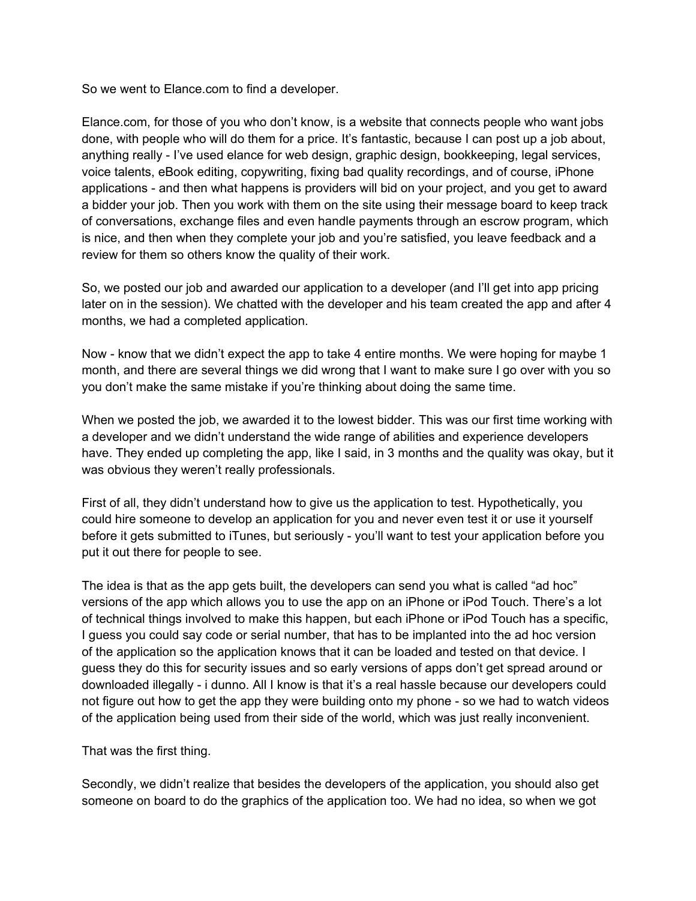So we went to Elance.com to find a developer.

Elance.com, for those of you who don't know, is a website that connects people who want jobs done, with people who will do them for a price. It's fantastic, because I can post up a job about, anything really - I've used elance for web design, graphic design, bookkeeping, legal services, voice talents, eBook editing, copywriting, fixing bad quality recordings, and of course, iPhone applications - and then what happens is providers will bid on your project, and you get to award a bidder your job. Then you work with them on the site using their message board to keep track of conversations, exchange files and even handle payments through an escrow program, which is nice, and then when they complete your job and you're satisfied, you leave feedback and a review for them so others know the quality of their work.

So, we posted our job and awarded our application to a developer (and I'll get into app pricing later on in the session). We chatted with the developer and his team created the app and after 4 months, we had a completed application.

Now - know that we didn't expect the app to take 4 entire months. We were hoping for maybe 1 month, and there are several things we did wrong that I want to make sure I go over with you so you don't make the same mistake if you're thinking about doing the same time.

When we posted the job, we awarded it to the lowest bidder. This was our first time working with a developer and we didn't understand the wide range of abilities and experience developers have. They ended up completing the app, like I said, in 3 months and the quality was okay, but it was obvious they weren't really professionals.

First of all, they didn't understand how to give us the application to test. Hypothetically, you could hire someone to develop an application for you and never even test it or use it yourself before it gets submitted to iTunes, but seriously - you'll want to test your application before you put it out there for people to see.

The idea is that as the app gets built, the developers can send you what is called "ad hoc" versions of the app which allows you to use the app on an iPhone or iPod Touch. There's a lot of technical things involved to make this happen, but each iPhone or iPod Touch has a specific, I guess you could say code or serial number, that has to be implanted into the ad hoc version of the application so the application knows that it can be loaded and tested on that device. I guess they do this for security issues and so early versions of apps don't get spread around or downloaded illegally - i dunno. All I know is that it's a real hassle because our developers could not figure out how to get the app they were building onto my phone - so we had to watch videos of the application being used from their side of the world, which was just really inconvenient.

That was the first thing.

Secondly, we didn't realize that besides the developers of the application, you should also get someone on board to do the graphics of the application too. We had no idea, so when we got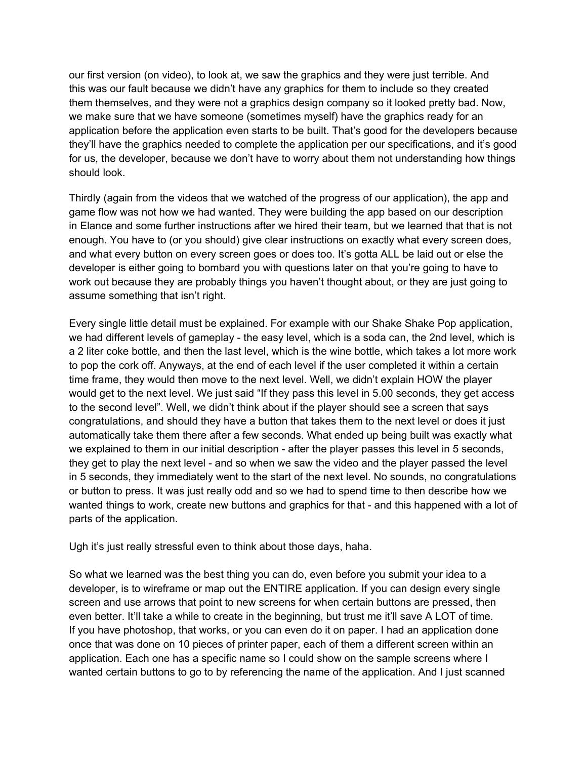our first version (on video), to look at, we saw the graphics and they were just terrible. And this was our fault because we didn't have any graphics for them to include so they created them themselves, and they were not a graphics design company so it looked pretty bad. Now, we make sure that we have someone (sometimes myself) have the graphics ready for an application before the application even starts to be built. That's good for the developers because they'll have the graphics needed to complete the application per our specifications, and it's good for us, the developer, because we don't have to worry about them not understanding how things should look.

Thirdly (again from the videos that we watched of the progress of our application), the app and game flow was not how we had wanted. They were building the app based on our description in Elance and some further instructions after we hired their team, but we learned that that is not enough. You have to (or you should) give clear instructions on exactly what every screen does, and what every button on every screen goes or does too. It's gotta ALL be laid out or else the developer is either going to bombard you with questions later on that you're going to have to work out because they are probably things you haven't thought about, or they are just going to assume something that isn't right.

Every single little detail must be explained. For example with our Shake Shake Pop application, we had different levels of gameplay - the easy level, which is a soda can, the 2nd level, which is a 2 liter coke bottle, and then the last level, which is the wine bottle, which takes a lot more work to pop the cork off. Anyways, at the end of each level if the user completed it within a certain time frame, they would then move to the next level. Well, we didn't explain HOW the player would get to the next level. We just said "If they pass this level in 5.00 seconds, they get access to the second level". Well, we didn't think about if the player should see a screen that says congratulations, and should they have a button that takes them to the next level or does it just automatically take them there after a few seconds. What ended up being built was exactly what we explained to them in our initial description - after the player passes this level in 5 seconds, they get to play the next level - and so when we saw the video and the player passed the level in 5 seconds, they immediately went to the start of the next level. No sounds, no congratulations or button to press. It was just really odd and so we had to spend time to then describe how we wanted things to work, create new buttons and graphics for that - and this happened with a lot of parts of the application.

Ugh it's just really stressful even to think about those days, haha.

So what we learned was the best thing you can do, even before you submit your idea to a developer, is to wireframe or map out the ENTIRE application. If you can design every single screen and use arrows that point to new screens for when certain buttons are pressed, then even better. It'll take a while to create in the beginning, but trust me it'll save A LOT of time. If you have photoshop, that works, or you can even do it on paper. I had an application done once that was done on 10 pieces of printer paper, each of them a different screen within an application. Each one has a specific name so I could show on the sample screens where I wanted certain buttons to go to by referencing the name of the application. And I just scanned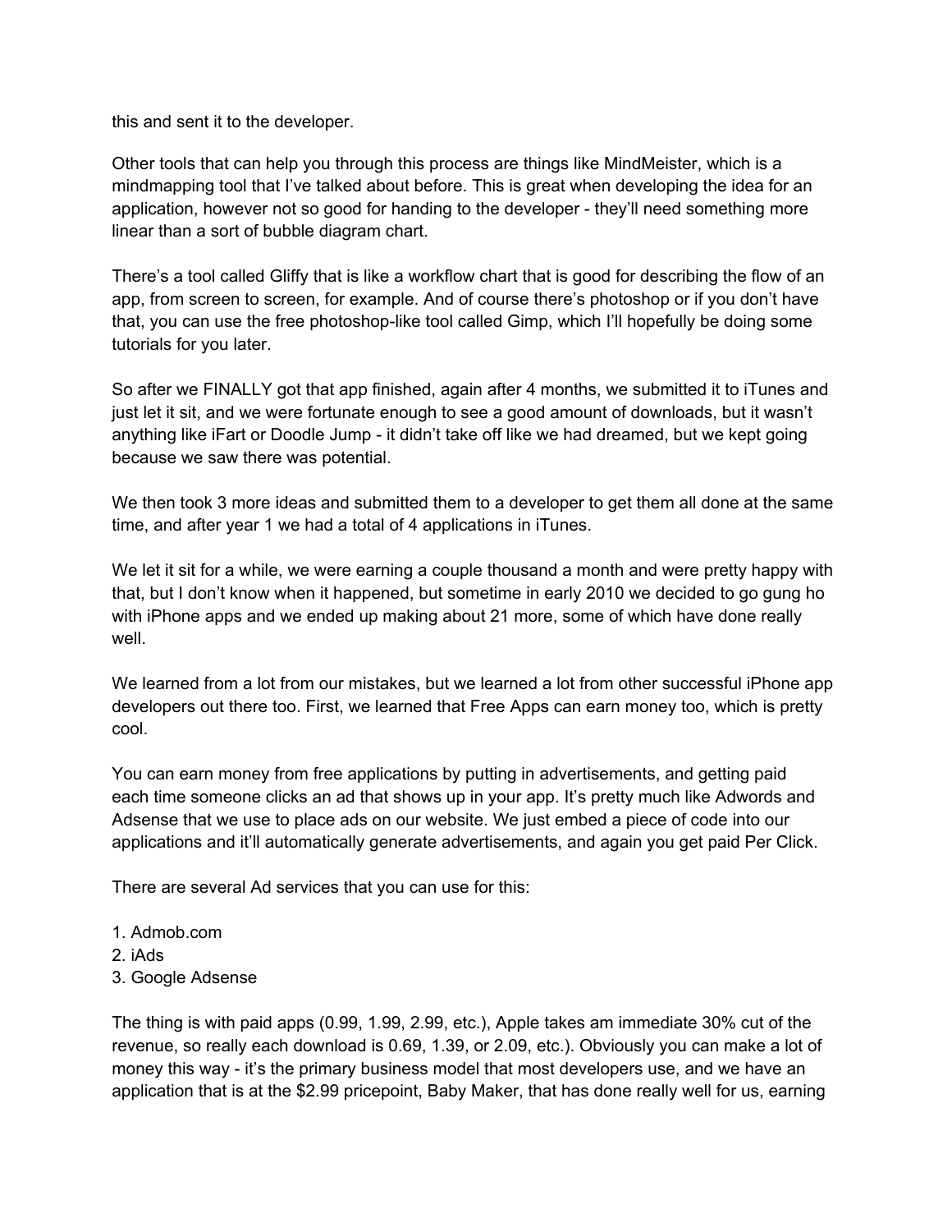this and sent it to the developer.

Other tools that can help you through this process are things like MindMeister, which is a mindmapping tool that I've talked about before. This is great when developing the idea for an application, however not so good for handing to the developer - they'll need something more linear than a sort of bubble diagram chart.

There's a tool called Gliffy that is like a workflow chart that is good for describing the flow of an app, from screen to screen, for example. And of course there's photoshop or if you don't have that, you can use the free photoshop-like tool called Gimp, which I'll hopefully be doing some tutorials for you later.

So after we FINALLY got that app finished, again after 4 months, we submitted it to iTunes and just let it sit, and we were fortunate enough to see a good amount of downloads, but it wasn't anything like iFart or Doodle Jump - it didn't take off like we had dreamed, but we kept going because we saw there was potential.

We then took 3 more ideas and submitted them to a developer to get them all done at the same time, and after year 1 we had a total of 4 applications in iTunes.

We let it sit for a while, we were earning a couple thousand a month and were pretty happy with that, but I don't know when it happened, but sometime in early 2010 we decided to go gung ho with iPhone apps and we ended up making about 21 more, some of which have done really well.

We learned from a lot from our mistakes, but we learned a lot from other successful iPhone app developers out there too. First, we learned that Free Apps can earn money too, which is pretty cool.

You can earn money from free applications by putting in advertisements, and getting paid each time someone clicks an ad that shows up in your app. It's pretty much like Adwords and Adsense that we use to place ads on our website. We just embed a piece of code into our applications and it'll automatically generate advertisements, and again you get paid Per Click.

There are several Ad services that you can use for this:

1. Admob.com
2. iAds
3. Google Adsense

The thing is with paid apps (0.99, 1.99, 2.99, etc.), Apple takes am immediate 30% cut of the revenue, so really each download is 0.69, 1.39, or 2.09, etc.). Obviously you can make a lot of money this way - it's the primary business model that most developers use, and we have an application that is at the $2.99 pricepoint, Baby Maker, that has done really well for us, earning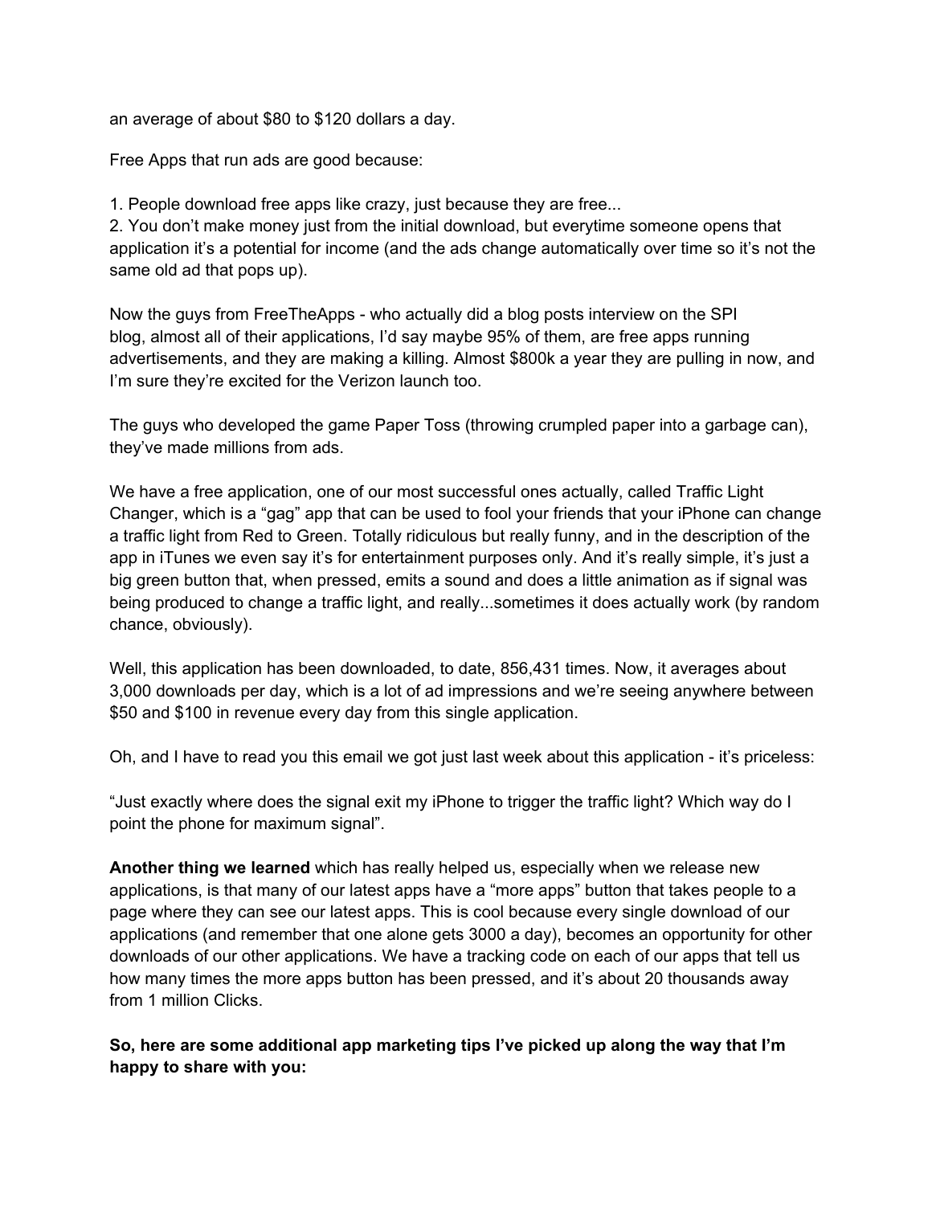an average of about $80 to $120 dollars a day.

Free Apps that run ads are good because:

1. People download free apps like crazy, just because they are free...
2. You don't make money just from the initial download, but everytime someone opens that application it's a potential for income (and the ads change automatically over time so it's not the same old ad that pops up).

Now the guys from FreeTheApps - who actually did a blog posts interview on the SPI blog, almost all of their applications, I'd say maybe 95% of them, are free apps running advertisements, and they are making a killing. Almost $800k a year they are pulling in now, and I'm sure they're excited for the Verizon launch too.

The guys who developed the game Paper Toss (throwing crumpled paper into a garbage can), they've made millions from ads.

We have a free application, one of our most successful ones actually, called Traffic Light Changer, which is a "gag" app that can be used to fool your friends that your iPhone can change a traffic light from Red to Green. Totally ridiculous but really funny, and in the description of the app in iTunes we even say it's for entertainment purposes only. And it's really simple, it's just a big green button that, when pressed, emits a sound and does a little animation as if signal was being produced to change a traffic light, and really...sometimes it does actually work (by random chance, obviously).

Well, this application has been downloaded, to date, 856,431 times. Now, it averages about 3,000 downloads per day, which is a lot of ad impressions and we're seeing anywhere between $50 and $100 in revenue every day from this single application.

Oh, and I have to read you this email we got just last week about this application - it's priceless:

"Just exactly where does the signal exit my iPhone to trigger the traffic light? Which way do I point the phone for maximum signal".

**Another thing we learned** which has really helped us, especially when we release new applications, is that many of our latest apps have a "more apps" button that takes people to a page where they can see our latest apps. This is cool because every single download of our applications (and remember that one alone gets 3000 a day), becomes an opportunity for other downloads of our other applications. We have a tracking code on each of our apps that tell us how many times the more apps button has been pressed, and it's about 20 thousands away from 1 million Clicks.

**So, here are some additional app marketing tips I've picked up along the way that I'm happy to share with you:**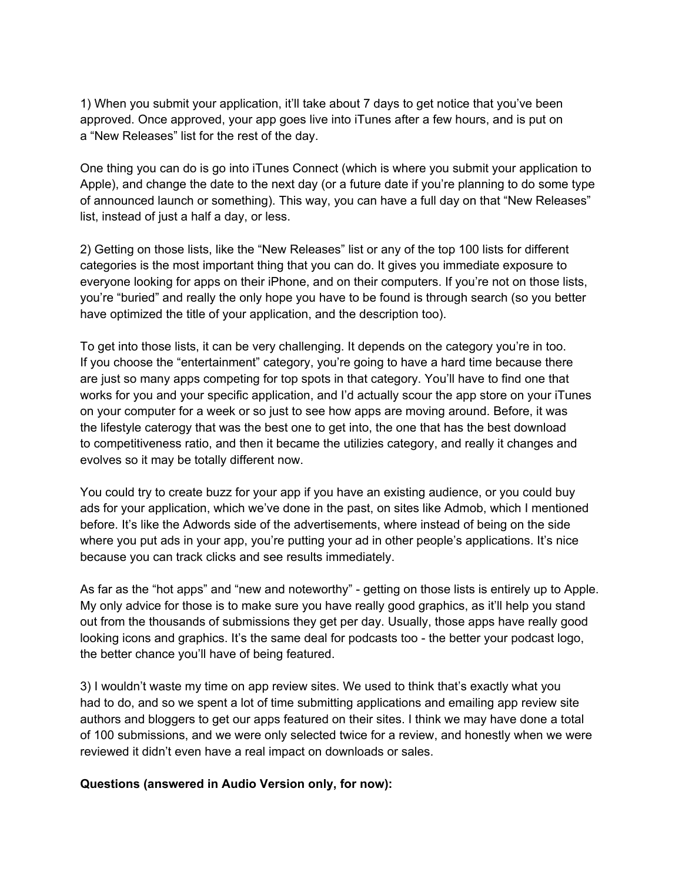1) When you submit your application, it'll take about 7 days to get notice that you've been approved. Once approved, your app goes live into iTunes after a few hours, and is put on a "New Releases" list for the rest of the day.

One thing you can do is go into iTunes Connect (which is where you submit your application to Apple), and change the date to the next day (or a future date if you're planning to do some type of announced launch or something). This way, you can have a full day on that "New Releases" list, instead of just a half a day, or less.

2) Getting on those lists, like the "New Releases" list or any of the top 100 lists for different categories is the most important thing that you can do. It gives you immediate exposure to everyone looking for apps on their iPhone, and on their computers. If you're not on those lists, you're "buried" and really the only hope you have to be found is through search (so you better have optimized the title of your application, and the description too).

To get into those lists, it can be very challenging. It depends on the category you're in too. If you choose the "entertainment" category, you're going to have a hard time because there are just so many apps competing for top spots in that category. You'll have to find one that works for you and your specific application, and I'd actually scour the app store on your iTunes on your computer for a week or so just to see how apps are moving around. Before, it was the lifestyle caterogy that was the best one to get into, the one that has the best download to competitiveness ratio, and then it became the utilizies category, and really it changes and evolves so it may be totally different now.

You could try to create buzz for your app if you have an existing audience, or you could buy ads for your application, which we've done in the past, on sites like Admob, which I mentioned before. It's like the Adwords side of the advertisements, where instead of being on the side where you put ads in your app, you're putting your ad in other people's applications. It's nice because you can track clicks and see results immediately.

As far as the "hot apps" and "new and noteworthy" - getting on those lists is entirely up to Apple. My only advice for those is to make sure you have really good graphics, as it'll help you stand out from the thousands of submissions they get per day. Usually, those apps have really good looking icons and graphics. It's the same deal for podcasts too - the better your podcast logo, the better chance you'll have of being featured.

3) I wouldn't waste my time on app review sites. We used to think that's exactly what you had to do, and so we spent a lot of time submitting applications and emailing app review site authors and bloggers to get our apps featured on their sites. I think we may have done a total of 100 submissions, and we were only selected twice for a review, and honestly when we were reviewed it didn't even have a real impact on downloads or sales.

**Questions (answered in Audio Version only, for now):**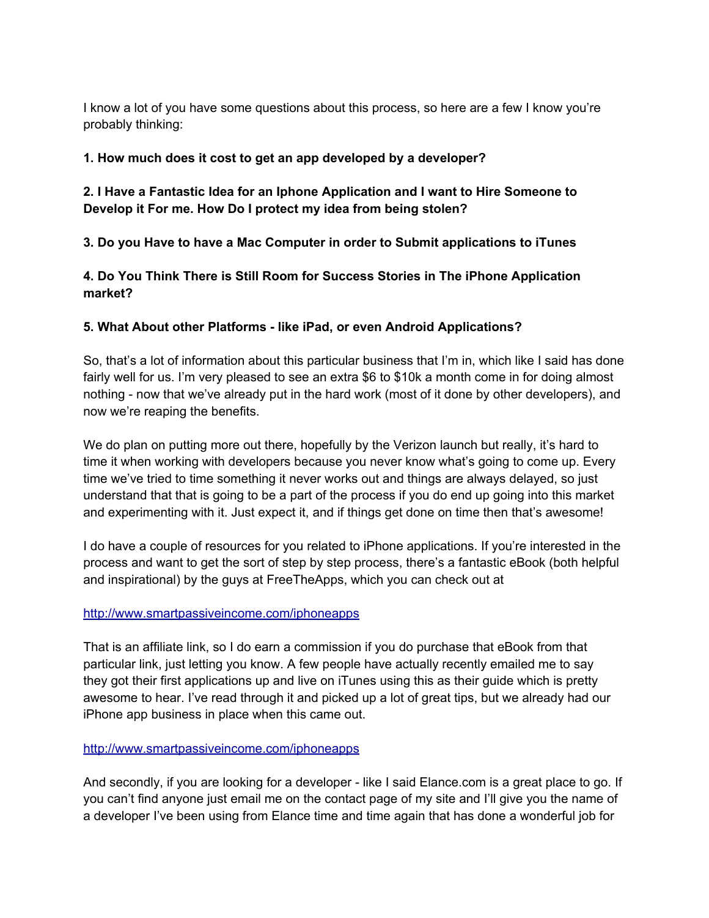I know a lot of you have some questions about this process, so here are a few I know you're probably thinking:

**1. How much does it cost to get an app developed by a developer?**

**2. I Have a Fantastic Idea for an Iphone Application and I want to Hire Someone to Develop it For me. How Do I protect my idea from being stolen?**

**3. Do you Have to have a Mac Computer in order to Submit applications to iTunes**

**4. Do You Think There is Still Room for Success Stories in The iPhone Application market?**

**5. What About other Platforms - like iPad, or even Android Applications?**

So, that's a lot of information about this particular business that I'm in, which like I said has done fairly well for us. I'm very pleased to see an extra $6 to $10k a month come in for doing almost nothing - now that we've already put in the hard work (most of it done by other developers), and now we're reaping the benefits.

We do plan on putting more out there, hopefully by the Verizon launch but really, it's hard to time it when working with developers because you never know what's going to come up. Every time we've tried to time something it never works out and things are always delayed, so just understand that that is going to be a part of the process if you do end up going into this market and experimenting with it. Just expect it, and if things get done on time then that's awesome!

I do have a couple of resources for you related to iPhone applications. If you're interested in the process and want to get the sort of step by step process, there's a fantastic eBook (both helpful and inspirational) by the guys at FreeTheApps, which you can check out at

[http://www.smartpassiveincome.com/iphoneapps](http://www.smartpassiveincome.com/iphoneapps)

That is an affiliate link, so I do earn a commission if you do purchase that eBook from that particular link, just letting you know. A few people have actually recently emailed me to say they got their first applications up and live on iTunes using this as their guide which is pretty awesome to hear. I've read through it and picked up a lot of great tips, but we already had our iPhone app business in place when this came out.

[http://www.smartpassiveincome.com/iphoneapps](http://www.smartpassiveincome.com/iphoneapps)

And secondly, if you are looking for a developer - like I said Elance.com is a great place to go. If you can't find anyone just email me on the contact page of my site and I'll give you the name of a developer I've been using from Elance time and time again that has done a wonderful job for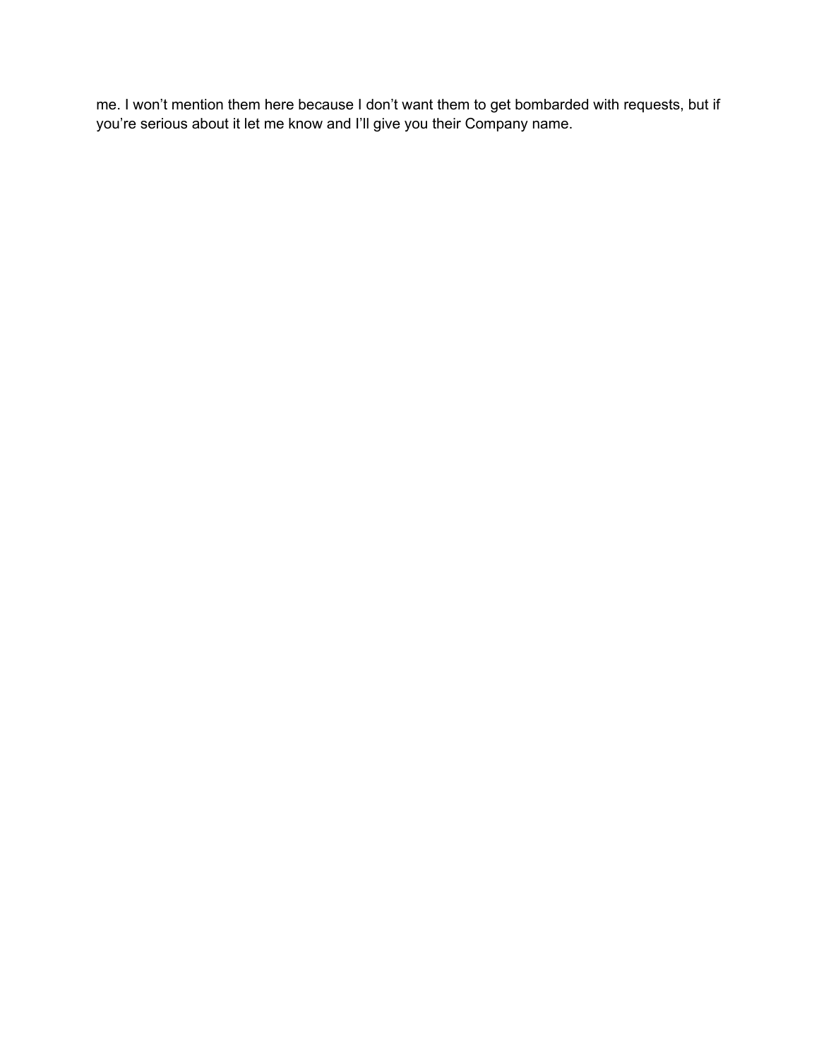me. I won’t mention them here because I don’t want them to get bombarded with requests, but if you’re serious about it let me know and I’ll give you their Company name.